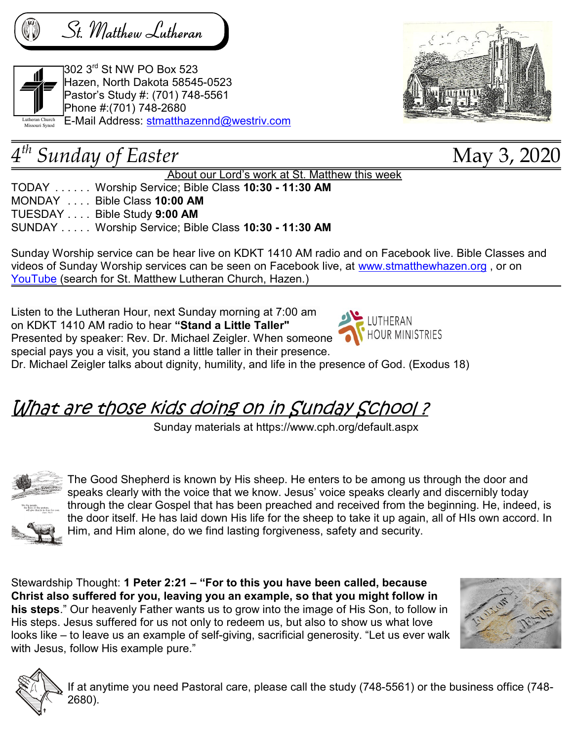# St. Matthew Lutheran

Lutheran Church Missouri Synod

302 3rd St NW PO Box 523
Hazen, North Dakota 58545-0523
Pastor's Study #: (701) 748-5561
Phone #:(701) 748-2680
E-Mail Address: stmatthazennd@westriv.com

## *4th Sunday of Easter* May 3, 2020

About our Lord's work at St. Matthew this week

TODAY . . . . . . Worship Service; Bible Class **10:30 - 11:30 AM**
MONDAY . . . . Bible Class **10:00 AM**
TUESDAY . . . . Bible Study **9:00 AM**
SUNDAY . . . . . Worship Service; Bible Class **10:30 - 11:30 AM**

Sunday Worship service can be hear live on KDKT 1410 AM radio and on Facebook live. Bible Classes and videos of Sunday Worship services can be seen on Facebook live, at www.stmatthewhazen.org , or on YouTube (search for St. Matthew Lutheran Church, Hazen.)

Listen to the Lutheran Hour, next Sunday morning at 7:00 am on KDKT 1410 AM radio to hear **"Stand a Little Taller"** Presented by speaker: Rev. Dr. Michael Zeigler. When someone special pays you a visit, you stand a little taller in their presence. Dr. Michael Zeigler talks about dignity, humility, and life in the presence of God. (Exodus 18)

LUTHERAN HOUR MINISTRIES

## *What are those kids doing on in Sunday School ?*

Sunday materials at https://www.cph.org/default.aspx

The Good Shepherd is known by His sheep. He enters to be among us through the door and speaks clearly with the voice that we know. Jesus' voice speaks clearly and discernibly today through the clear Gospel that has been preached and received from the beginning. He, indeed, is the door itself. He has laid down His life for the sheep to take it up again, all of HIs own accord. In Him, and Him alone, do we find lasting forgiveness, safety and security.

Stewardship Thought: **1 Peter 2:21 – "For to this you have been called, because Christ also suffered for you, leaving you an example, so that you might follow in his steps**." Our heavenly Father wants us to grow into the image of His Son, to follow in His steps. Jesus suffered for us not only to redeem us, but also to show us what love looks like – to leave us an example of self-giving, sacrificial generosity. "Let us ever walk with Jesus, follow His example pure."

If at anytime you need Pastoral care, please call the study (748-5561) or the business office (748-2680).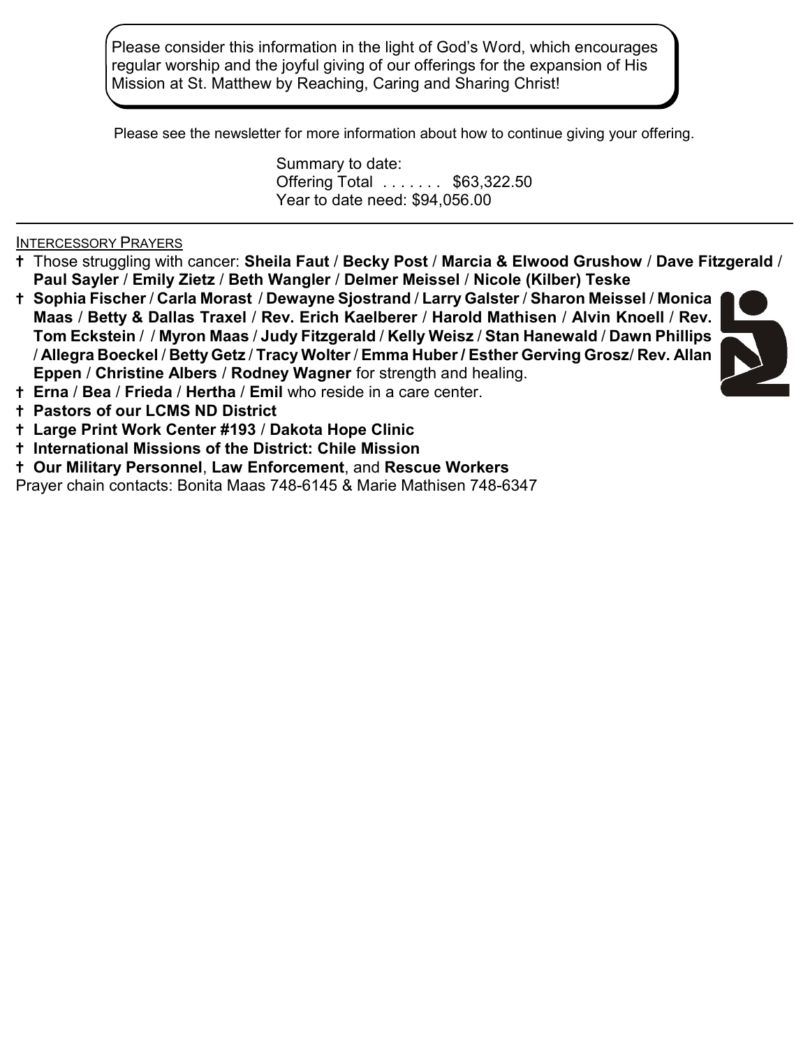Please consider this information in the light of God's Word, which encourages regular worship and the joyful giving of our offerings for the expansion of His Mission at St. Matthew by Reaching, Caring and Sharing Christ!

Please see the newsletter for more information about how to continue giving your offering.

Summary to date:
Offering Total . . . . . . . $63,322.50
Year to date need: $94,056.00

---

INTERCESSORY PRAYERS

- † Those struggling with cancer: **Sheila Faut** / **Becky Post** / **Marcia & Elwood Grushow** / **Dave Fitzgerald** / **Paul Sayler** / **Emily Zietz** / **Beth Wangler** / **Delmer Meissel** / **Nicole (Kilber) Teske**
- † **Sophia Fischer** / **Carla Morast** / **Dewayne Sjostrand** / **Larry Galster** / **Sharon Meissel** / **Monica Maas** / **Betty & Dallas Traxel** / **Rev. Erich Kaelberer** / **Harold Mathisen** / **Alvin Knoell** / **Rev. Tom Eckstein** / / **Myron Maas** / **Judy Fitzgerald** / **Kelly Weisz** / **Stan Hanewald** / **Dawn Phillips** / **Allegra Boeckel** / **Betty Getz** / **Tracy Wolter** / **Emma Huber** / **Esther Gerving Grosz**/ **Rev. Allan Eppen** / **Christine Albers** / **Rodney Wagner** for strength and healing.
- † **Erna** / **Bea** / **Frieda** / **Hertha** / **Emil** who reside in a care center.
- † **Pastors of our LCMS ND District**
- † **Large Print Work Center #193** / **Dakota Hope Clinic**
- † **International Missions of the District: Chile Mission**
- † **Our Military Personnel**, **Law Enforcement**, and **Rescue Workers**

Prayer chain contacts: Bonita Maas 748-6145 & Marie Mathisen 748-6347